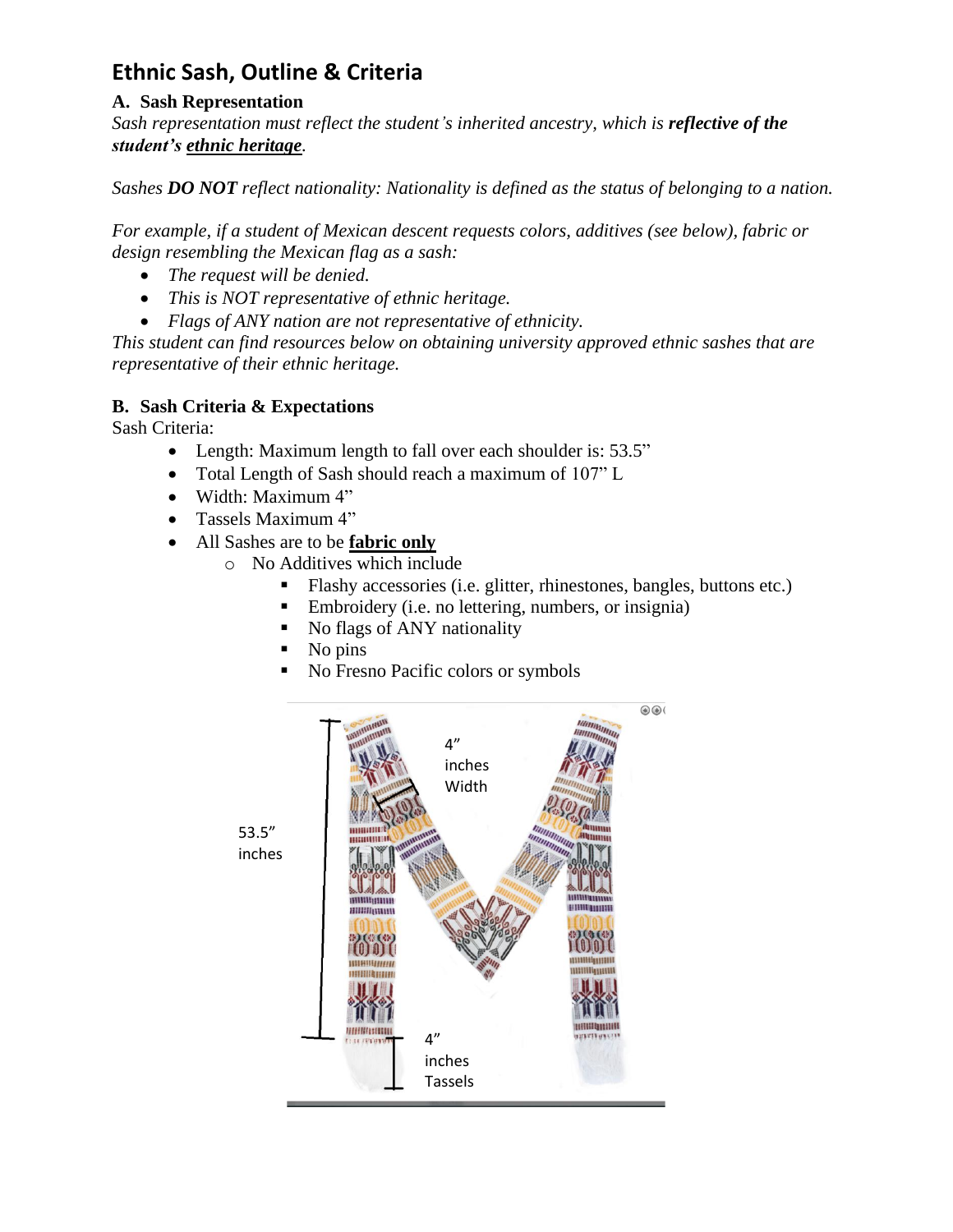# Ethnic Sash, Outline & Criteria

## A. Sash Representation

*Sash representation must reflect the student's inherited ancestry, which is **reflective of the student's <u>ethnic heritage</u>**.*

*Sashes **DO NOT** reflect nationality: Nationality is defined as the status of belonging to a nation.*

*For example, if a student of Mexican descent requests colors, additives (see below), fabric or design resembling the Mexican flag as a sash:*

- *The request will be denied.*
- *This is NOT representative of ethnic heritage.*
- *Flags of ANY nation are not representative of ethnicity.*

*This student can find resources below on obtaining university approved ethnic sashes that are representative of their ethnic heritage.*

## B. Sash Criteria & Expectations

Sash Criteria:

- Length: Maximum length to fall over each shoulder is: 53.5"
- Total Length of Sash should reach a maximum of 107" L
- Width: Maximum 4"
- Tassels Maximum 4"
- All Sashes are to be **<u>fabric only</u>**
    - No Additives which include
        - Flashy accessories (i.e. glitter, rhinestones, bangles, buttons etc.)
        - Embroidery (i.e. no lettering, numbers, or insignia)
        - No flags of ANY nationality
        - No pins
        - No Fresno Pacific colors or symbols

53.5" inches

4" inches Width

4" inches Tassels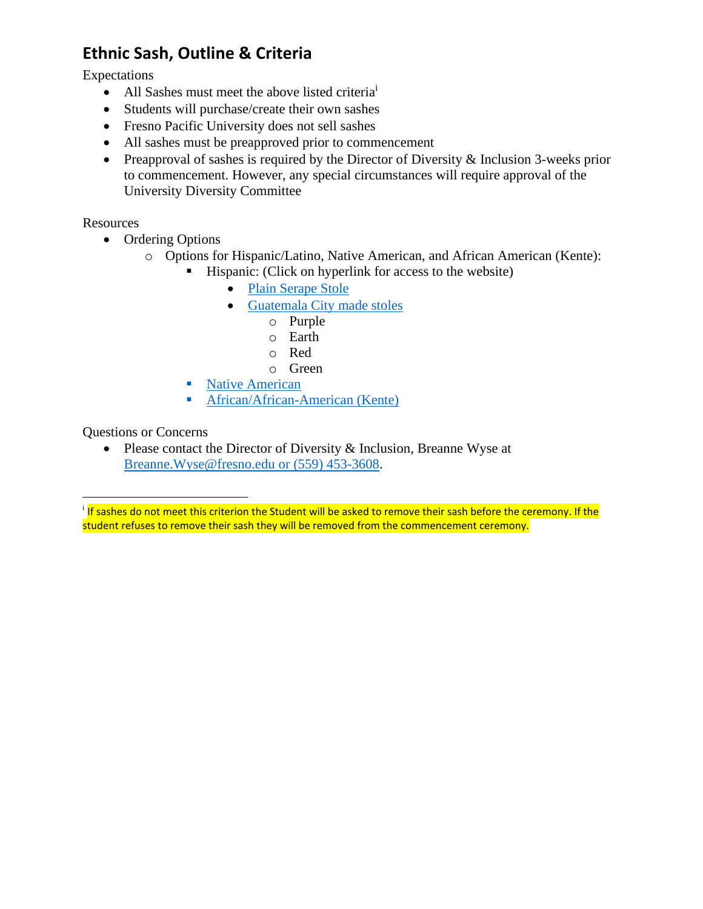## Ethnic Sash, Outline & Criteria

Expectations

- All Sashes must meet the above listed criteria[i]
- Students will purchase/create their own sashes
- Fresno Pacific University does not sell sashes
- All sashes must be preapproved prior to commencement
- Preapproval of sashes is required by the Director of Diversity & Inclusion 3-weeks prior to commencement. However, any special circumstances will require approval of the University Diversity Committee

Resources

- Ordering Options
  - Options for Hispanic/Latino, Native American, and African American (Kente):
    - Hispanic: (Click on hyperlink for access to the website)
      - Plain Serape Stole
      - Guatemala City made stoles
        - Purple
        - Earth
        - Red
        - Green
    - Native American
    - African/African-American (Kente)

Questions or Concerns

- Please contact the Director of Diversity & Inclusion, Breanne Wyse at Breanne.Wyse@fresno.edu or (559) 453-3608.

---

[i] If sashes do not meet this criterion the Student will be asked to remove their sash before the ceremony. If the student refuses to remove their sash they will be removed from the commencement ceremony.